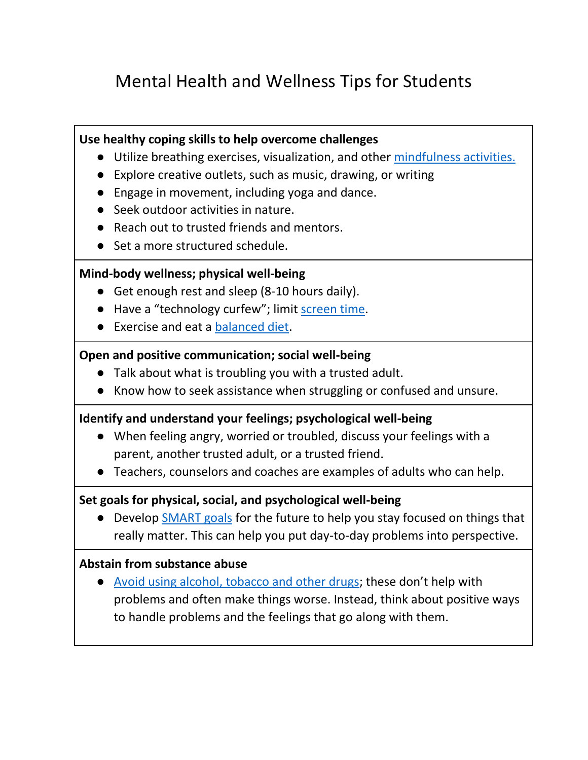# Mental Health and Wellness Tips for Students

**Use healthy coping skills to help overcome challenges**

- Utilize breathing exercises, visualization, and other mindfulness activities.
- Explore creative outlets, such as music, drawing, or writing
- Engage in movement, including yoga and dance.
- Seek outdoor activities in nature.
- Reach out to trusted friends and mentors.
- Set a more structured schedule.

**Mind-body wellness; physical well-being**

- Get enough rest and sleep (8-10 hours daily).
- Have a "technology curfew"; limit screen time.
- Exercise and eat a balanced diet.

**Open and positive communication; social well-being**

- Talk about what is troubling you with a trusted adult.
- Know how to seek assistance when struggling or confused and unsure.

**Identify and understand your feelings; psychological well-being**

- When feeling angry, worried or troubled, discuss your feelings with a parent, another trusted adult, or a trusted friend.
- Teachers, counselors and coaches are examples of adults who can help.

**Set goals for physical, social, and psychological well-being**

- Develop SMART goals for the future to help you stay focused on things that really matter. This can help you put day-to-day problems into perspective.

**Abstain from substance abuse**

- Avoid using alcohol, tobacco and other drugs; these don't help with problems and often make things worse. Instead, think about positive ways to handle problems and the feelings that go along with them.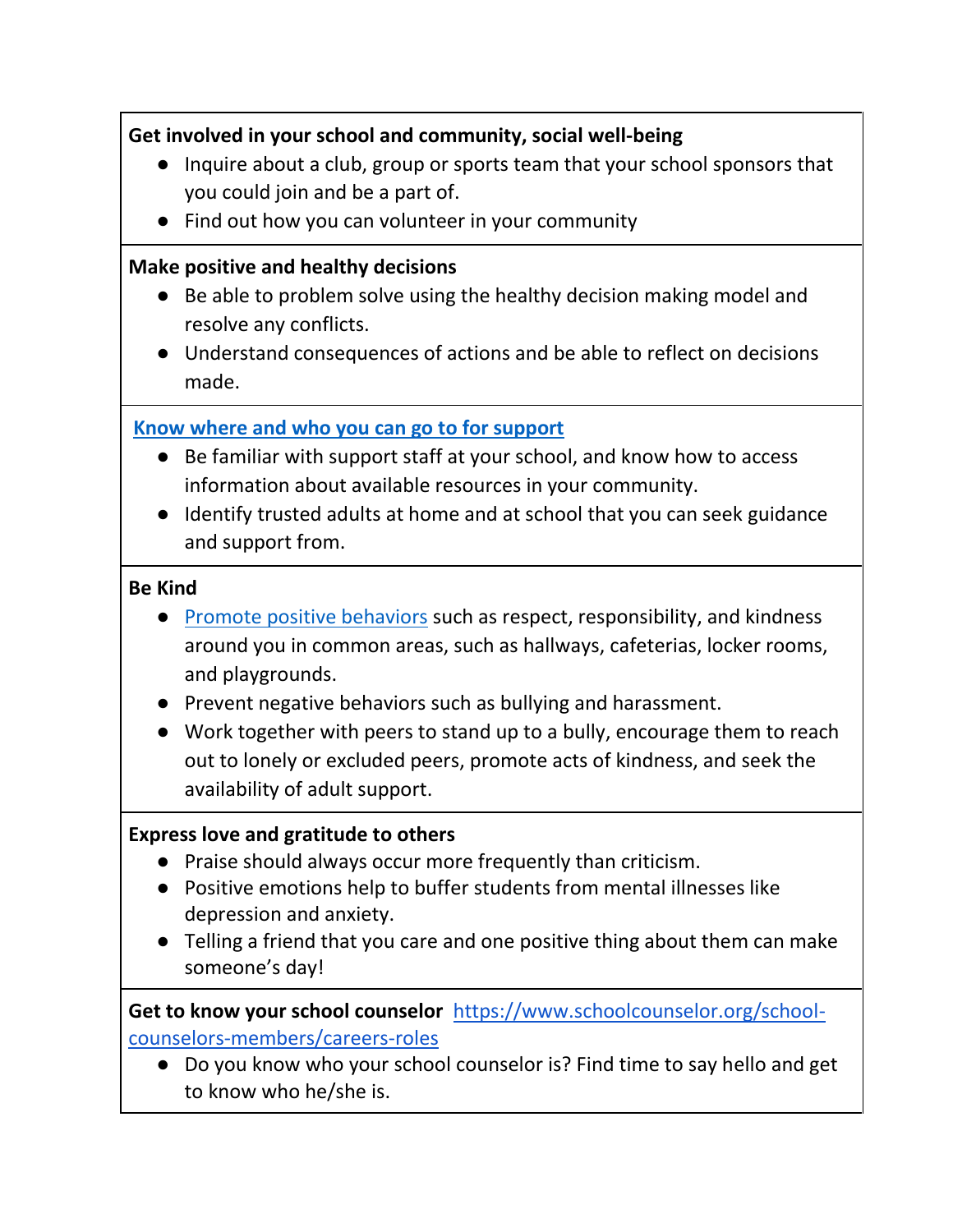**Get involved in your school and community, social well-being**

- Inquire about a club, group or sports team that your school sponsors that you could join and be a part of.
- Find out how you can volunteer in your community

**Make positive and healthy decisions**

- Be able to problem solve using the healthy decision making model and resolve any conflicts.
- Understand consequences of actions and be able to reflect on decisions made.

**Know where and who you can go to for support**

- Be familiar with support staff at your school, and know how to access information about available resources in your community.
- Identify trusted adults at home and at school that you can seek guidance and support from.

**Be Kind**

- Promote positive behaviors such as respect, responsibility, and kindness around you in common areas, such as hallways, cafeterias, locker rooms, and playgrounds.
- Prevent negative behaviors such as bullying and harassment.
- Work together with peers to stand up to a bully, encourage them to reach out to lonely or excluded peers, promote acts of kindness, and seek the availability of adult support.

**Express love and gratitude to others**

- Praise should always occur more frequently than criticism.
- Positive emotions help to buffer students from mental illnesses like depression and anxiety.
- Telling a friend that you care and one positive thing about them can make someone's day!

**Get to know your school counselor** https://www.schoolcounselor.org/school-counselors-members/careers-roles

- Do you know who your school counselor is? Find time to say hello and get to know who he/she is.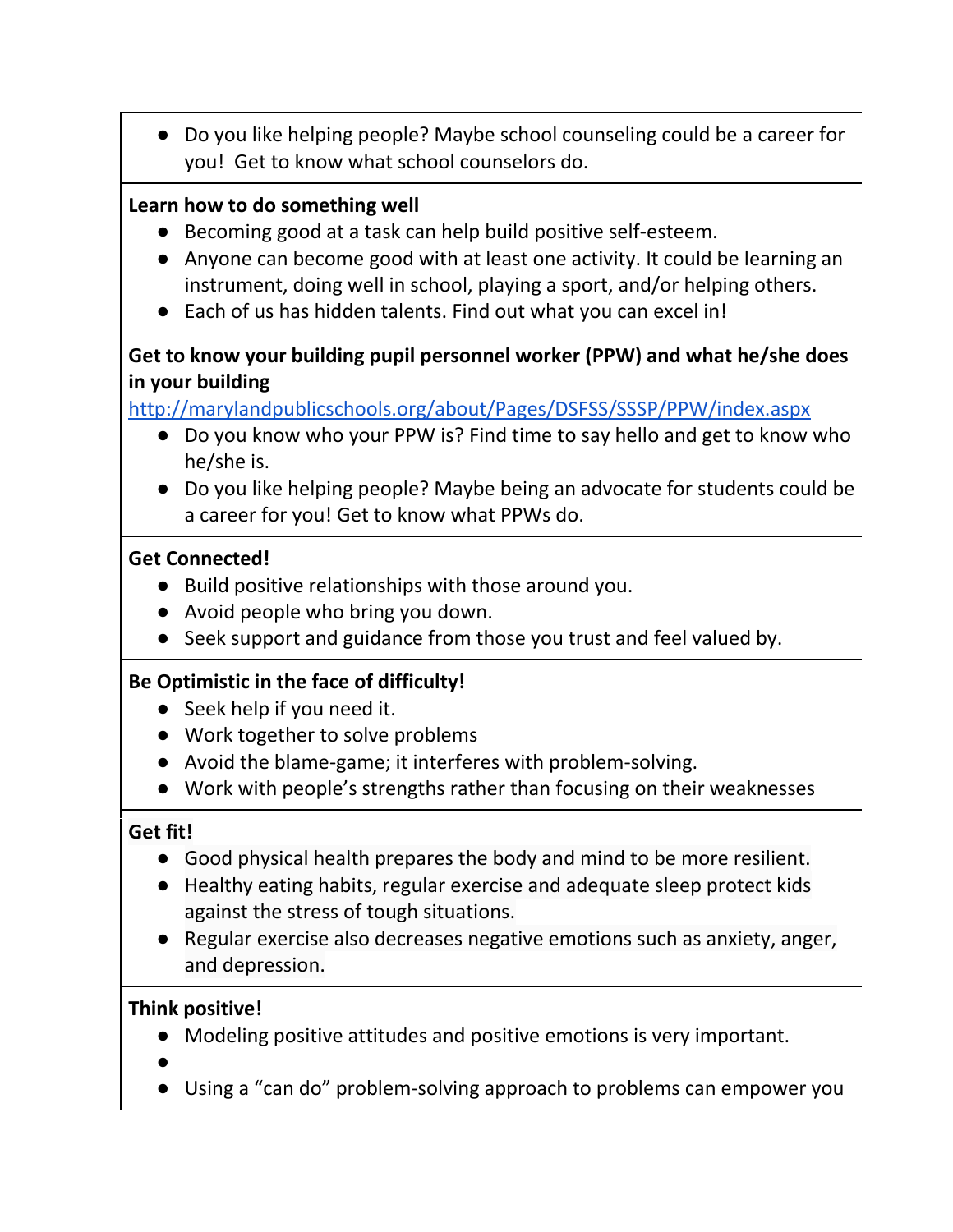- Do you like helping people? Maybe school counseling could be a career for you! Get to know what school counselors do.

**Learn how to do something well**

- Becoming good at a task can help build positive self-esteem.
- Anyone can become good with at least one activity. It could be learning an instrument, doing well in school, playing a sport, and/or helping others.
- Each of us has hidden talents. Find out what you can excel in!

**Get to know your building pupil personnel worker (PPW) and what he/she does in your building**

http://marylandpublicschools.org/about/Pages/DSFSS/SSSP/PPW/index.aspx

- Do you know who your PPW is? Find time to say hello and get to know who he/she is.
- Do you like helping people? Maybe being an advocate for students could be a career for you! Get to know what PPWs do.

**Get Connected!**

- Build positive relationships with those around you.
- Avoid people who bring you down.
- Seek support and guidance from those you trust and feel valued by.

**Be Optimistic in the face of difficulty!**

- Seek help if you need it.
- Work together to solve problems
- Avoid the blame-game; it interferes with problem-solving.
- Work with people's strengths rather than focusing on their weaknesses

**Get fit!**

- Good physical health prepares the body and mind to be more resilient.
- Healthy eating habits, regular exercise and adequate sleep protect kids against the stress of tough situations.
- Regular exercise also decreases negative emotions such as anxiety, anger, and depression.

**Think positive!**

- Modeling positive attitudes and positive emotions is very important.
- 
- Using a "can do" problem-solving approach to problems can empower you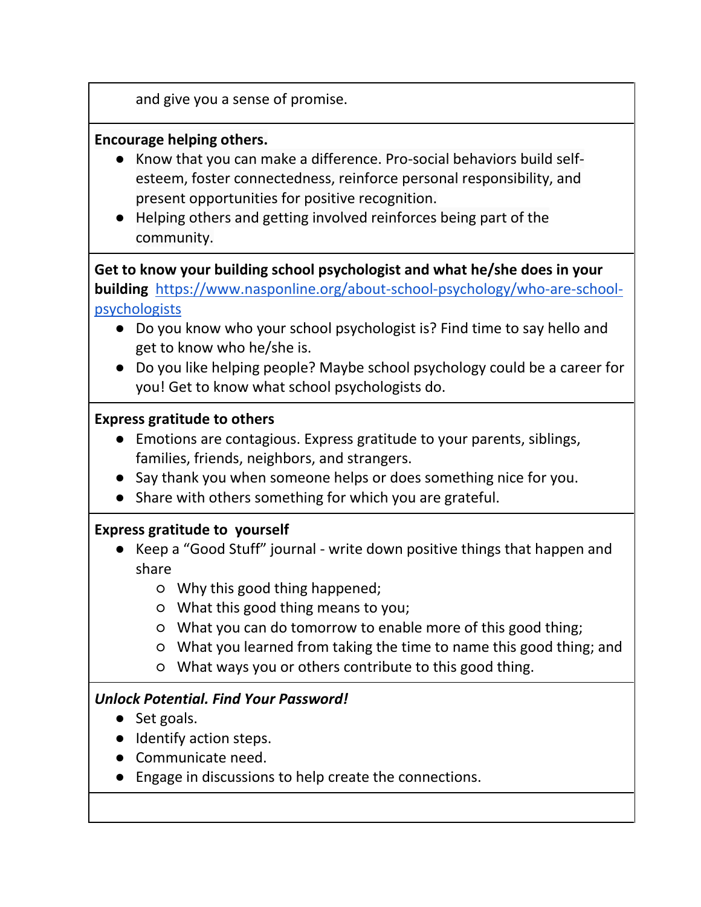and give you a sense of promise.

**Encourage helping others.**

- Know that you can make a difference. Pro-social behaviors build self-esteem, foster connectedness, reinforce personal responsibility, and present opportunities for positive recognition.
- Helping others and getting involved reinforces being part of the community.

**Get to know your building school psychologist and what he/she does in your building** [https://www.nasponline.org/about-school-psychology/who-are-school-psychologists](https://www.nasponline.org/about-school-psychology/who-are-school-psychologists)

- Do you know who your school psychologist is? Find time to say hello and get to know who he/she is.
- Do you like helping people? Maybe school psychology could be a career for you! Get to know what school psychologists do.

**Express gratitude to others**

- Emotions are contagious. Express gratitude to your parents, siblings, families, friends, neighbors, and strangers.
- Say thank you when someone helps or does something nice for you.
- Share with others something for which you are grateful.

**Express gratitude to yourself**

- Keep a "Good Stuff" journal - write down positive things that happen and share
  - Why this good thing happened;
  - What this good thing means to you;
  - What you can do tomorrow to enable more of this good thing;
  - What you learned from taking the time to name this good thing; and
  - What ways you or others contribute to this good thing.

***Unlock Potential. Find Your Password!***

- Set goals.
- Identify action steps.
- Communicate need.
- Engage in discussions to help create the connections.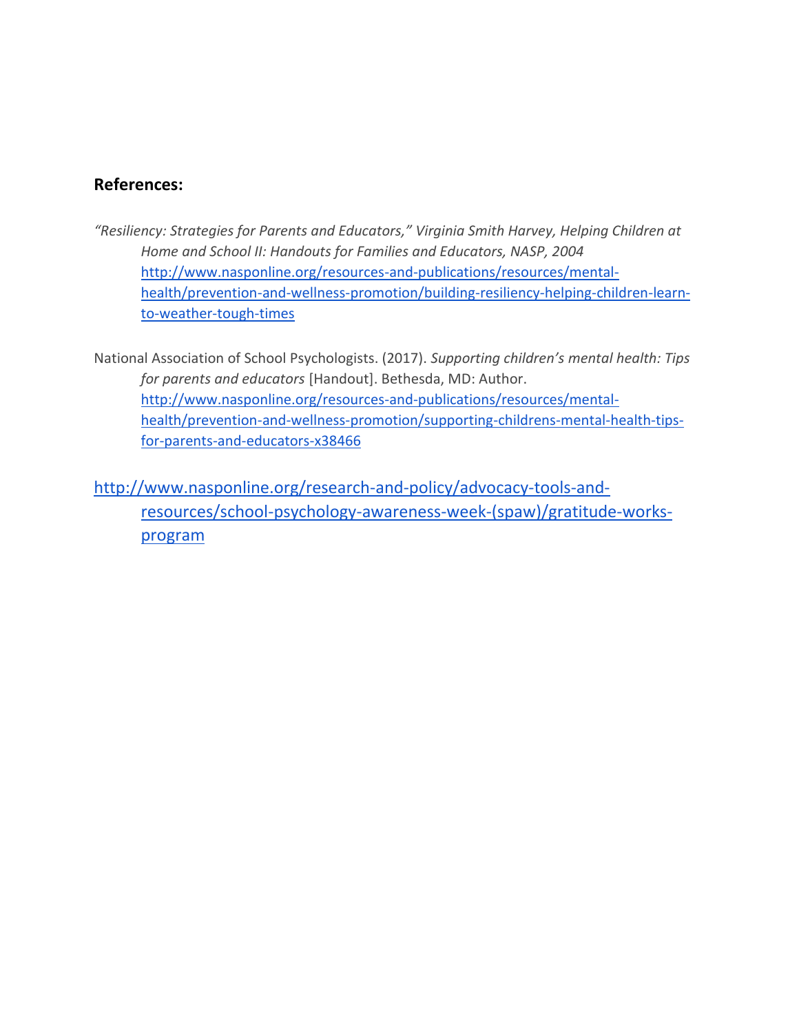**References:**

*"Resiliency: Strategies for Parents and Educators," Virginia Smith Harvey, Helping Children at Home and School II: Handouts for Families and Educators, NASP, 2004* http://www.nasponline.org/resources-and-publications/resources/mental-health/prevention-and-wellness-promotion/building-resiliency-helping-children-learn-to-weather-tough-times

National Association of School Psychologists. (2017). *Supporting children's mental health: Tips for parents and educators* [Handout]. Bethesda, MD: Author. http://www.nasponline.org/resources-and-publications/resources/mental-health/prevention-and-wellness-promotion/supporting-childrens-mental-health-tips-for-parents-and-educators-x38466

http://www.nasponline.org/research-and-policy/advocacy-tools-and-resources/school-psychology-awareness-week-(spaw)/gratitude-works-program